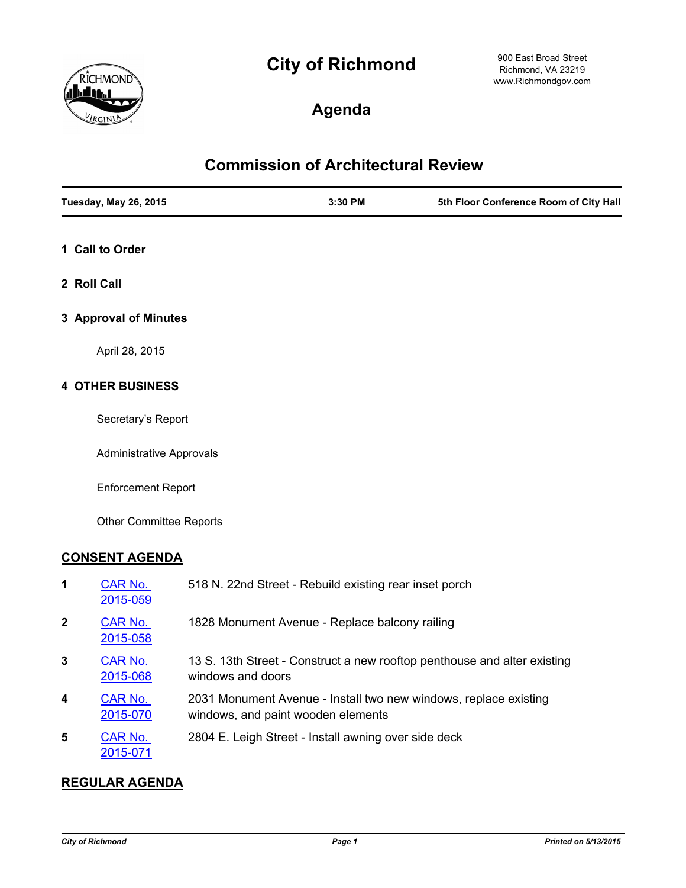# City of Richmond

900 East Broad Street
Richmond, VA 23219
www.Richmondgov.com

## Agenda

## Commission of Architectural Review

| Tuesday, May 26, 2015 | 3:30 PM | 5th Floor Conference Room of City Hall |
|---|---|---|

### 1 Call to Order

### 2 Roll Call

### 3 Approval of Minutes

April 28, 2015

### 4 OTHER BUSINESS

Secretary's Report

Administrative Approvals

Enforcement Report

Other Committee Reports

## CONSENT AGENDA

| | | |
|---|---|---|
| 1 | CAR No. 2015-059 | 518 N. 22nd Street - Rebuild existing rear inset porch |
| 2 | CAR No. 2015-058 | 1828 Monument Avenue - Replace balcony railing |
| 3 | CAR No. 2015-068 | 13 S. 13th Street - Construct a new rooftop penthouse and alter existing windows and doors |
| 4 | CAR No. 2015-070 | 2031 Monument Avenue - Install two new windows, replace existing windows, and paint wooden elements |
| 5 | CAR No. 2015-071 | 2804 E. Leigh Street - Install awning over side deck |

## REGULAR AGENDA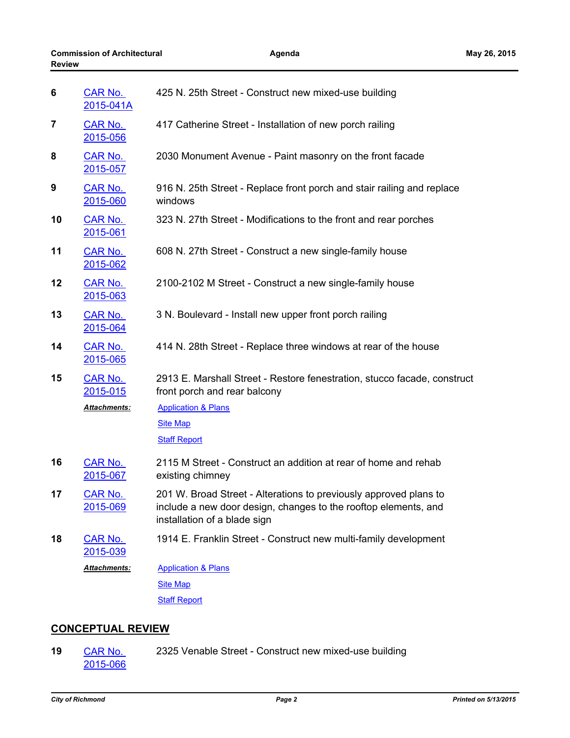**6** CAR No. 2015-041A — 425 N. 25th Street - Construct new mixed-use building

**7** CAR No. 2015-056 — 417 Catherine Street - Installation of new porch railing

**8** CAR No. 2015-057 — 2030 Monument Avenue - Paint masonry on the front facade

**9** CAR No. 2015-060 — 916 N. 25th Street - Replace front porch and stair railing and replace windows

**10** CAR No. 2015-061 — 323 N. 27th Street - Modifications to the front and rear porches

**11** CAR No. 2015-062 — 608 N. 27th Street - Construct a new single-family house

**12** CAR No. 2015-063 — 2100-2102 M Street - Construct a new single-family house

**13** CAR No. 2015-064 — 3 N. Boulevard - Install new upper front porch railing

**14** CAR No. 2015-065 — 414 N. 28th Street - Replace three windows at rear of the house

**15** CAR No. 2015-015 — 2913 E. Marshall Street - Restore fenestration, stucco facade, construct front porch and rear balcony

***Attachments:*** Application & Plans
Site Map
Staff Report

**16** CAR No. 2015-067 — 2115 M Street - Construct an addition at rear of home and rehab existing chimney

**17** CAR No. 2015-069 — 201 W. Broad Street - Alterations to previously approved plans to include a new door design, changes to the rooftop elements, and installation of a blade sign

**18** CAR No. 2015-039 — 1914 E. Franklin Street - Construct new multi-family development

***Attachments:*** Application & Plans
Site Map
Staff Report

## CONCEPTUAL REVIEW

**19** CAR No. 2015-066 — 2325 Venable Street - Construct new mixed-use building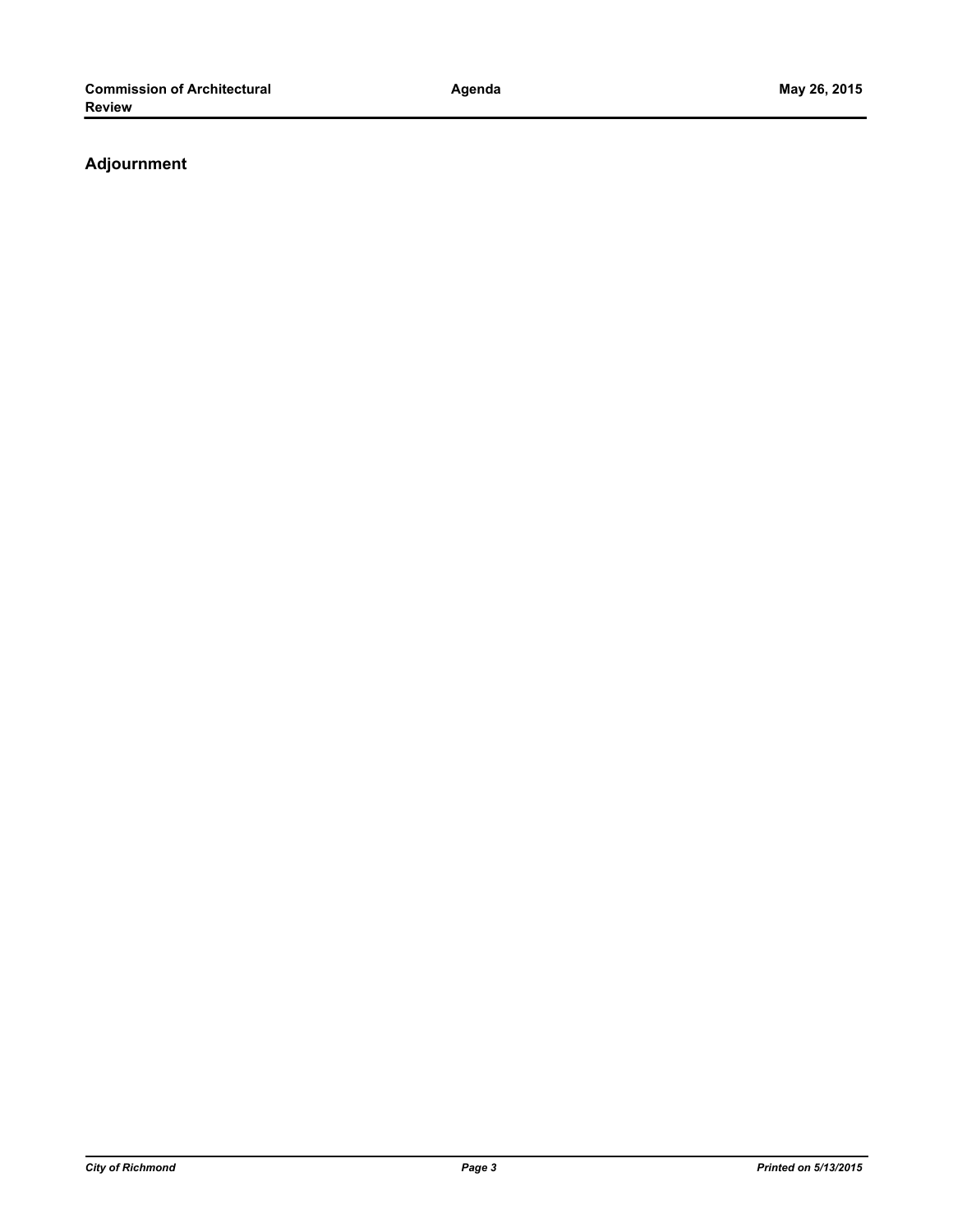## Adjournment